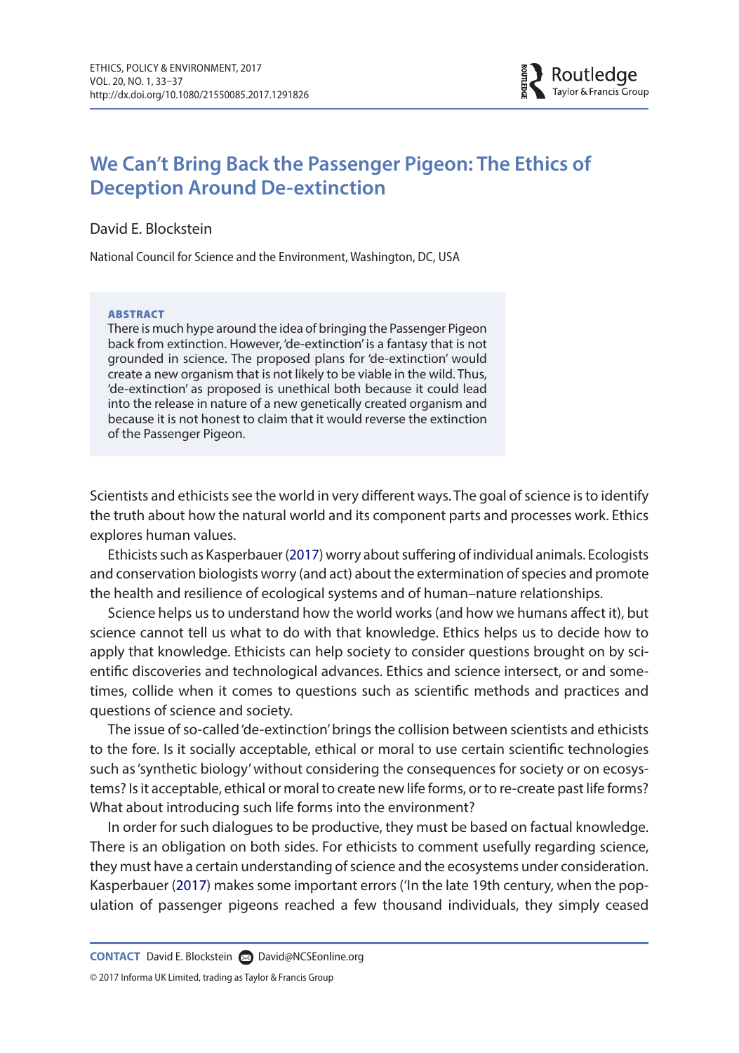# We Can't Bring Back the Passenger Pigeon: The Ethics of Deception Around De-extinction

David E. Blockstein

National Council for Science and the Environment, Washington, DC, USA

**ABSTRACT**

There is much hype around the idea of bringing the Passenger Pigeon back from extinction. However, 'de-extinction' is a fantasy that is not grounded in science. The proposed plans for 'de-extinction' would create a new organism that is not likely to be viable in the wild. Thus, 'de-extinction' as proposed is unethical both because it could lead into the release in nature of a new genetically created organism and because it is not honest to claim that it would reverse the extinction of the Passenger Pigeon.

Scientists and ethicists see the world in very different ways. The goal of science is to identify the truth about how the natural world and its component parts and processes work. Ethics explores human values.

Ethicists such as Kasperbauer (2017) worry about suffering of individual animals. Ecologists and conservation biologists worry (and act) about the extermination of species and promote the health and resilience of ecological systems and of human–nature relationships.

Science helps us to understand how the world works (and how we humans affect it), but science cannot tell us what to do with that knowledge. Ethics helps us to decide how to apply that knowledge. Ethicists can help society to consider questions brought on by scientific discoveries and technological advances. Ethics and science intersect, or and sometimes, collide when it comes to questions such as scientific methods and practices and questions of science and society.

The issue of so-called 'de-extinction' brings the collision between scientists and ethicists to the fore. Is it socially acceptable, ethical or moral to use certain scientific technologies such as 'synthetic biology' without considering the consequences for society or on ecosystems? Is it acceptable, ethical or moral to create new life forms, or to re-create past life forms? What about introducing such life forms into the environment?

In order for such dialogues to be productive, they must be based on factual knowledge. There is an obligation on both sides. For ethicists to comment usefully regarding science, they must have a certain understanding of science and the ecosystems under consideration. Kasperbauer (2017) makes some important errors ('In the late 19th century, when the population of passenger pigeons reached a few thousand individuals, they simply ceased

**CONTACT** David E. Blockstein David@NCSEonline.org

© 2017 Informa UK Limited, trading as Taylor & Francis Group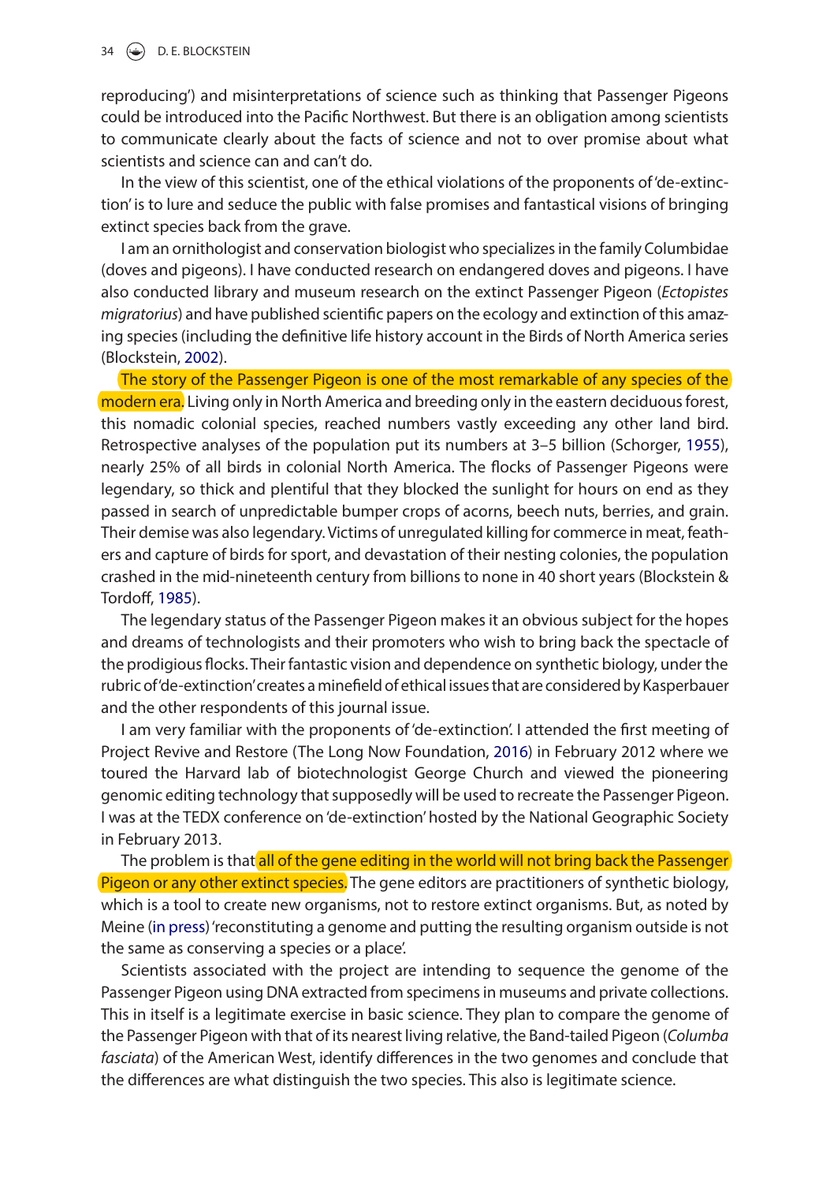reproducing') and misinterpretations of science such as thinking that Passenger Pigeons could be introduced into the Pacific Northwest. But there is an obligation among scientists to communicate clearly about the facts of science and not to over promise about what scientists and science can and can't do.

In the view of this scientist, one of the ethical violations of the proponents of 'de-extinction' is to lure and seduce the public with false promises and fantastical visions of bringing extinct species back from the grave.

I am an ornithologist and conservation biologist who specializes in the family Columbidae (doves and pigeons). I have conducted research on endangered doves and pigeons. I have also conducted library and museum research on the extinct Passenger Pigeon (*Ectopistes migratorius*) and have published scientific papers on the ecology and extinction of this amazing species (including the definitive life history account in the Birds of North America series (Blockstein, 2002).

The story of the Passenger Pigeon is one of the most remarkable of any species of the modern era. Living only in North America and breeding only in the eastern deciduous forest, this nomadic colonial species, reached numbers vastly exceeding any other land bird. Retrospective analyses of the population put its numbers at 3–5 billion (Schorger, 1955), nearly 25% of all birds in colonial North America. The flocks of Passenger Pigeons were legendary, so thick and plentiful that they blocked the sunlight for hours on end as they passed in search of unpredictable bumper crops of acorns, beech nuts, berries, and grain. Their demise was also legendary. Victims of unregulated killing for commerce in meat, feathers and capture of birds for sport, and devastation of their nesting colonies, the population crashed in the mid-nineteenth century from billions to none in 40 short years (Blockstein & Tordoff, 1985).

The legendary status of the Passenger Pigeon makes it an obvious subject for the hopes and dreams of technologists and their promoters who wish to bring back the spectacle of the prodigious flocks. Their fantastic vision and dependence on synthetic biology, under the rubric of 'de-extinction' creates a minefield of ethical issues that are considered by Kasperbauer and the other respondents of this journal issue.

I am very familiar with the proponents of 'de-extinction'. I attended the first meeting of Project Revive and Restore (The Long Now Foundation, 2016) in February 2012 where we toured the Harvard lab of biotechnologist George Church and viewed the pioneering genomic editing technology that supposedly will be used to recreate the Passenger Pigeon. I was at the TEDX conference on 'de-extinction' hosted by the National Geographic Society in February 2013.

The problem is that all of the gene editing in the world will not bring back the Passenger Pigeon or any other extinct species. The gene editors are practitioners of synthetic biology, which is a tool to create new organisms, not to restore extinct organisms. But, as noted by Meine (in press) 'reconstituting a genome and putting the resulting organism outside is not the same as conserving a species or a place'.

Scientists associated with the project are intending to sequence the genome of the Passenger Pigeon using DNA extracted from specimens in museums and private collections. This in itself is a legitimate exercise in basic science. They plan to compare the genome of the Passenger Pigeon with that of its nearest living relative, the Band-tailed Pigeon (*Columba fasciata*) of the American West, identify differences in the two genomes and conclude that the differences are what distinguish the two species. This also is legitimate science.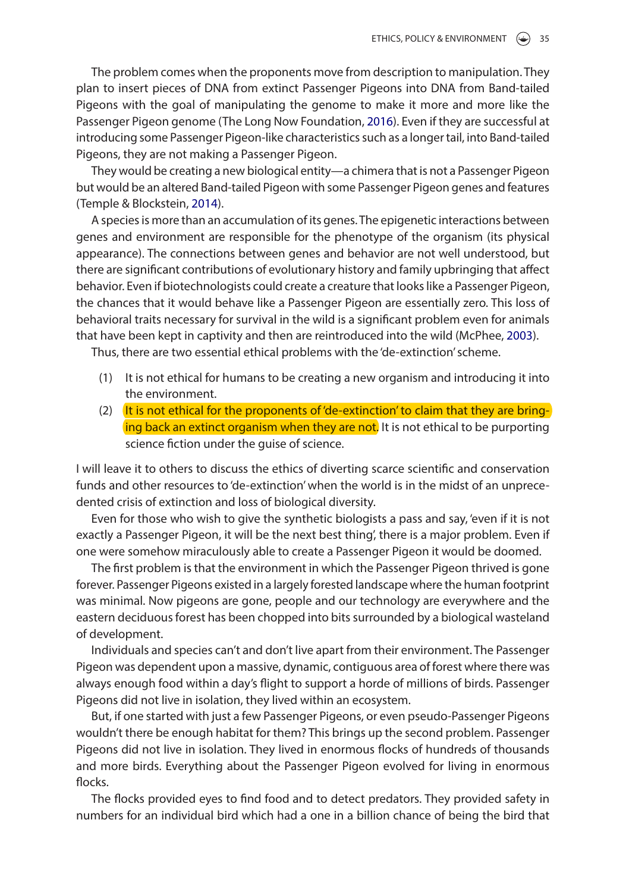The problem comes when the proponents move from description to manipulation. They plan to insert pieces of DNA from extinct Passenger Pigeons into DNA from Band-tailed Pigeons with the goal of manipulating the genome to make it more and more like the Passenger Pigeon genome (The Long Now Foundation, 2016). Even if they are successful at introducing some Passenger Pigeon-like characteristics such as a longer tail, into Band-tailed Pigeons, they are not making a Passenger Pigeon.

They would be creating a new biological entity—a chimera that is not a Passenger Pigeon but would be an altered Band-tailed Pigeon with some Passenger Pigeon genes and features (Temple & Blockstein, 2014).

A species is more than an accumulation of its genes. The epigenetic interactions between genes and environment are responsible for the phenotype of the organism (its physical appearance). The connections between genes and behavior are not well understood, but there are significant contributions of evolutionary history and family upbringing that affect behavior. Even if biotechnologists could create a creature that looks like a Passenger Pigeon, the chances that it would behave like a Passenger Pigeon are essentially zero. This loss of behavioral traits necessary for survival in the wild is a significant problem even for animals that have been kept in captivity and then are reintroduced into the wild (McPhee, 2003).

Thus, there are two essential ethical problems with the 'de-extinction' scheme.

(1) It is not ethical for humans to be creating a new organism and introducing it into the environment.

(2) It is not ethical for the proponents of 'de-extinction' to claim that they are bringing back an extinct organism when they are not. It is not ethical to be purporting science fiction under the guise of science.

I will leave it to others to discuss the ethics of diverting scarce scientific and conservation funds and other resources to 'de-extinction' when the world is in the midst of an unprecedented crisis of extinction and loss of biological diversity.

Even for those who wish to give the synthetic biologists a pass and say, 'even if it is not exactly a Passenger Pigeon, it will be the next best thing', there is a major problem. Even if one were somehow miraculously able to create a Passenger Pigeon it would be doomed.

The first problem is that the environment in which the Passenger Pigeon thrived is gone forever. Passenger Pigeons existed in a largely forested landscape where the human footprint was minimal. Now pigeons are gone, people and our technology are everywhere and the eastern deciduous forest has been chopped into bits surrounded by a biological wasteland of development.

Individuals and species can't and don't live apart from their environment. The Passenger Pigeon was dependent upon a massive, dynamic, contiguous area of forest where there was always enough food within a day's flight to support a horde of millions of birds. Passenger Pigeons did not live in isolation, they lived within an ecosystem.

But, if one started with just a few Passenger Pigeons, or even pseudo-Passenger Pigeons wouldn't there be enough habitat for them? This brings up the second problem. Passenger Pigeons did not live in isolation. They lived in enormous flocks of hundreds of thousands and more birds. Everything about the Passenger Pigeon evolved for living in enormous flocks.

The flocks provided eyes to find food and to detect predators. They provided safety in numbers for an individual bird which had a one in a billion chance of being the bird that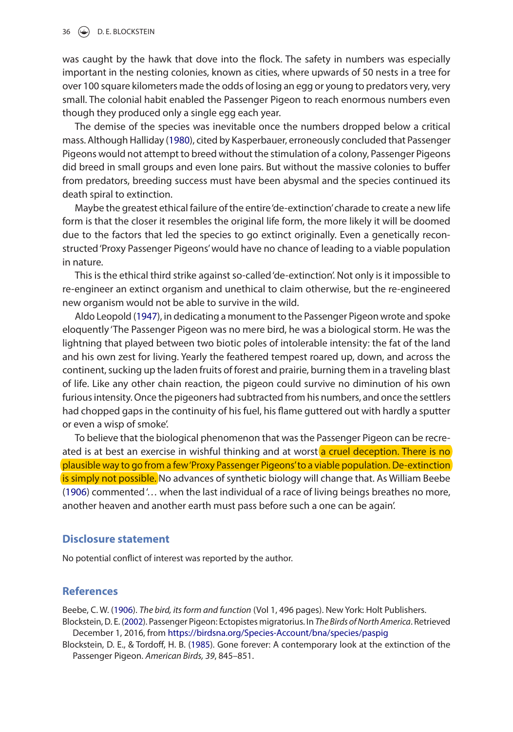was caught by the hawk that dove into the flock. The safety in numbers was especially important in the nesting colonies, known as cities, where upwards of 50 nests in a tree for over 100 square kilometers made the odds of losing an egg or young to predators very, very small. The colonial habit enabled the Passenger Pigeon to reach enormous numbers even though they produced only a single egg each year.

The demise of the species was inevitable once the numbers dropped below a critical mass. Although Halliday (1980), cited by Kasperbauer, erroneously concluded that Passenger Pigeons would not attempt to breed without the stimulation of a colony, Passenger Pigeons did breed in small groups and even lone pairs. But without the massive colonies to buffer from predators, breeding success must have been abysmal and the species continued its death spiral to extinction.

Maybe the greatest ethical failure of the entire 'de-extinction' charade to create a new life form is that the closer it resembles the original life form, the more likely it will be doomed due to the factors that led the species to go extinct originally. Even a genetically reconstructed 'Proxy Passenger Pigeons' would have no chance of leading to a viable population in nature.

This is the ethical third strike against so-called 'de-extinction'. Not only is it impossible to re-engineer an extinct organism and unethical to claim otherwise, but the re-engineered new organism would not be able to survive in the wild.

Aldo Leopold (1947), in dedicating a monument to the Passenger Pigeon wrote and spoke eloquently 'The Passenger Pigeon was no mere bird, he was a biological storm. He was the lightning that played between two biotic poles of intolerable intensity: the fat of the land and his own zest for living. Yearly the feathered tempest roared up, down, and across the continent, sucking up the laden fruits of forest and prairie, burning them in a traveling blast of life. Like any other chain reaction, the pigeon could survive no diminution of his own furious intensity. Once the pigeoners had subtracted from his numbers, and once the settlers had chopped gaps in the continuity of his fuel, his flame guttered out with hardly a sputter or even a wisp of smoke'.

To believe that the biological phenomenon that was the Passenger Pigeon can be recreated is at best an exercise in wishful thinking and at worst a cruel deception. There is no plausible way to go from a few 'Proxy Passenger Pigeons' to a viable population. De-extinction is simply not possible. No advances of synthetic biology will change that. As William Beebe (1906) commented '… when the last individual of a race of living beings breathes no more, another heaven and another earth must pass before such a one can be again'.

## Disclosure statement

No potential conflict of interest was reported by the author.

## References

Beebe, C. W. (1906). *The bird, its form and function* (Vol 1, 496 pages). New York: Holt Publishers.

Blockstein, D. E. (2002). Passenger Pigeon: Ectopistes migratorius. In *The Birds of North America*. Retrieved December 1, 2016, from https://birdsna.org/Species-Account/bna/species/paspig

Blockstein, D. E., & Tordoff, H. B. (1985). Gone forever: A contemporary look at the extinction of the Passenger Pigeon. *American Birds, 39*, 845–851.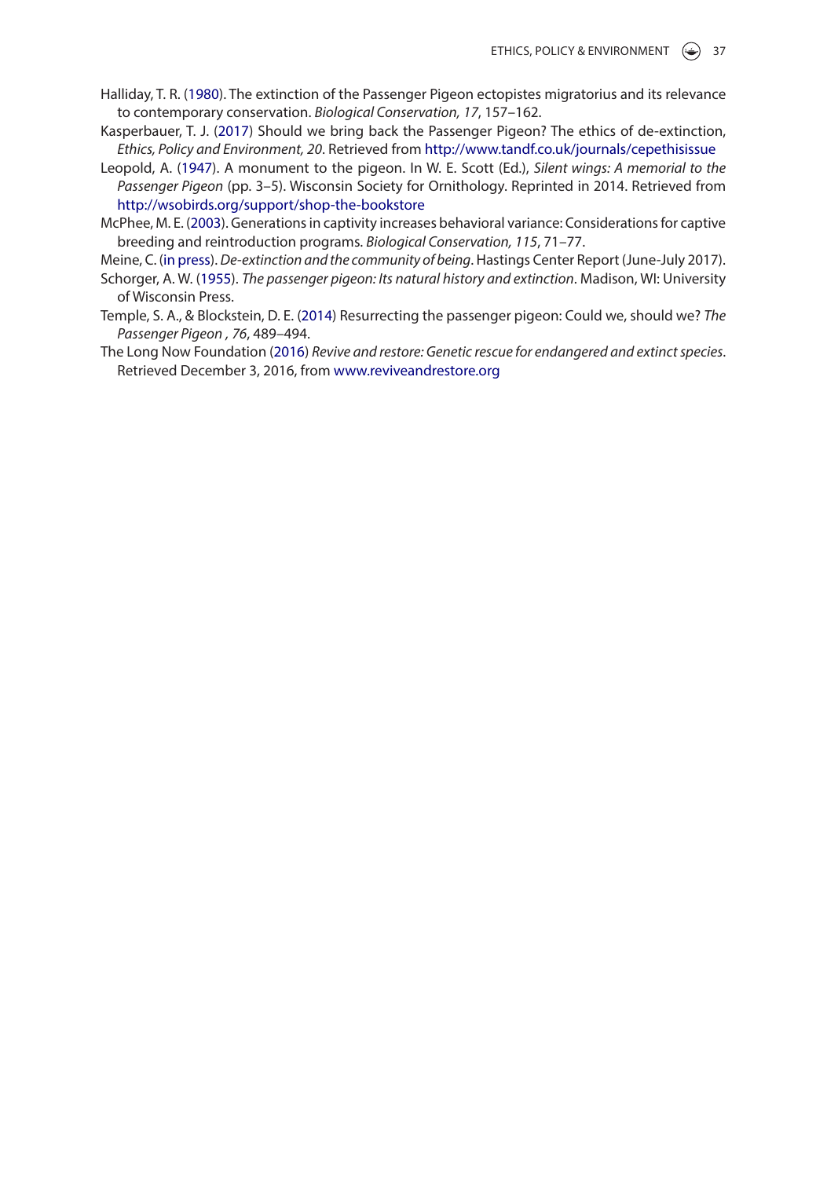Halliday, T. R. (1980). The extinction of the Passenger Pigeon ectopistes migratorius and its relevance to contemporary conservation. *Biological Conservation, 17*, 157–162.

Kasperbauer, T. J. (2017) Should we bring back the Passenger Pigeon? The ethics of de-extinction, *Ethics, Policy and Environment, 20*. Retrieved from http://www.tandf.co.uk/journals/cepethisissue

Leopold, A. (1947). A monument to the pigeon. In W. E. Scott (Ed.), *Silent wings: A memorial to the Passenger Pigeon* (pp. 3–5). Wisconsin Society for Ornithology. Reprinted in 2014. Retrieved from http://wsobirds.org/support/shop-the-bookstore

McPhee, M. E. (2003). Generations in captivity increases behavioral variance: Considerations for captive breeding and reintroduction programs. *Biological Conservation, 115*, 71–77.

Meine, C. (in press). *De-extinction and the community of being*. Hastings Center Report (June-July 2017).

Schorger, A. W. (1955). *The passenger pigeon: Its natural history and extinction*. Madison, WI: University of Wisconsin Press.

Temple, S. A., & Blockstein, D. E. (2014) Resurrecting the passenger pigeon: Could we, should we? *The Passenger Pigeon , 76*, 489–494.

The Long Now Foundation (2016) *Revive and restore: Genetic rescue for endangered and extinct species*. Retrieved December 3, 2016, from www.reviveandrestore.org